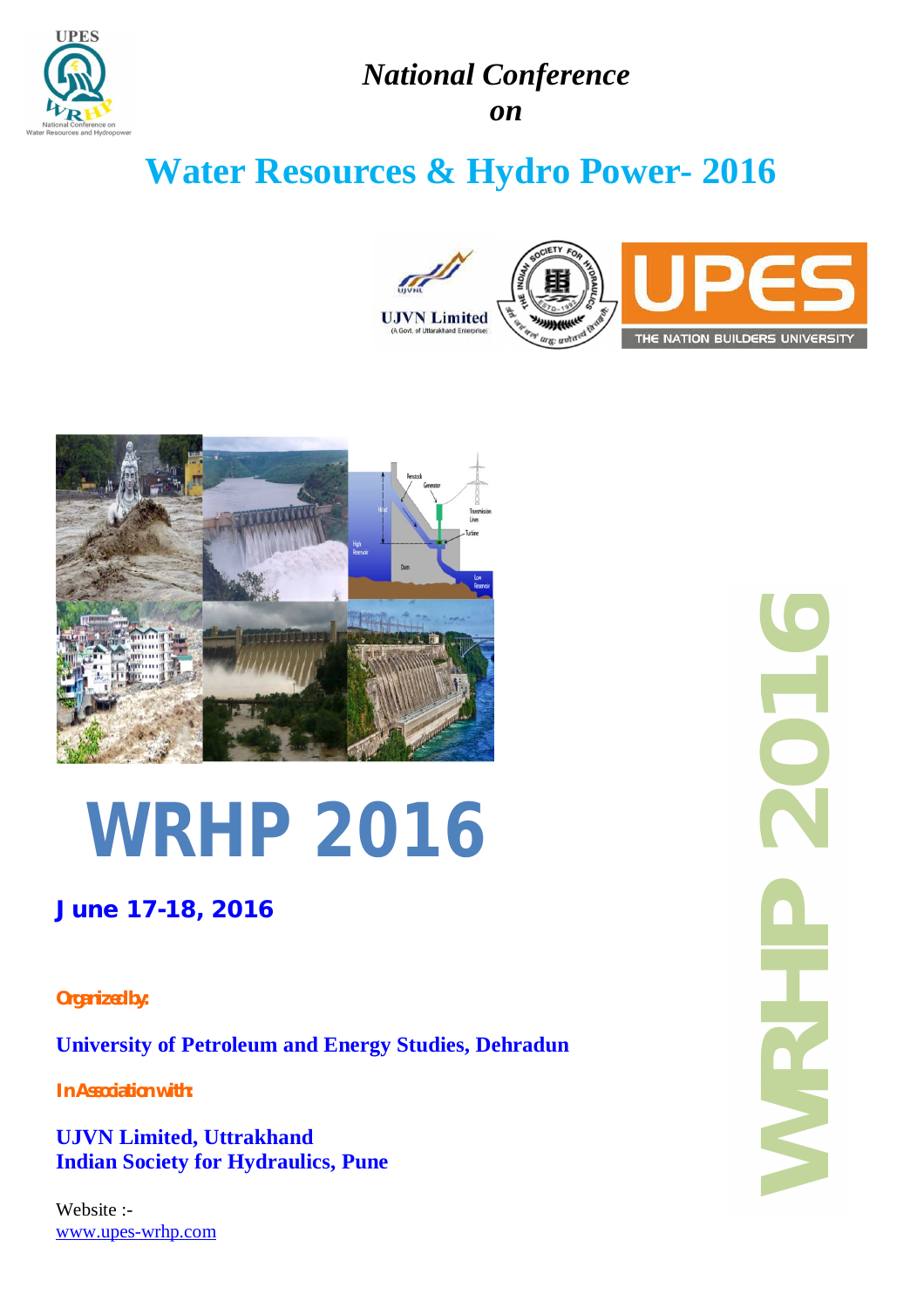*National Conference on*

# Water Resources & Hydro Power- 2016

# WRHP 2016

**June 17-18, 2016**

**Organized by:**

**University of Petroleum and Energy Studies, Dehradun**

**In Association with:**

**UJVN Limited, Uttrakhand**
**Indian Society for Hydraulics, Pune**

Website :-
www.upes-wrhp.com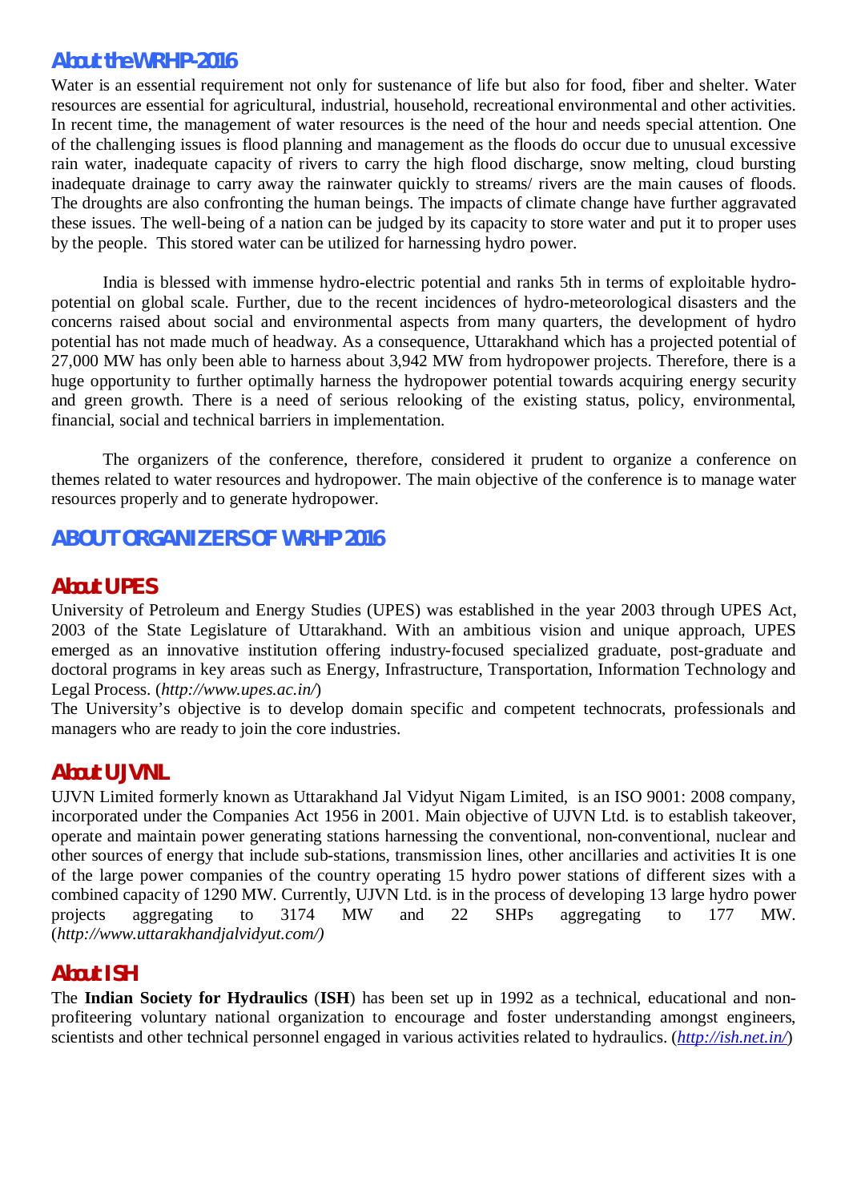## About the WRHP-2016

Water is an essential requirement not only for sustenance of life but also for food, fiber and shelter. Water resources are essential for agricultural, industrial, household, recreational environmental and other activities. In recent time, the management of water resources is the need of the hour and needs special attention. One of the challenging issues is flood planning and management as the floods do occur due to unusual excessive rain water, inadequate capacity of rivers to carry the high flood discharge, snow melting, cloud bursting inadequate drainage to carry away the rainwater quickly to streams/ rivers are the main causes of floods. The droughts are also confronting the human beings. The impacts of climate change have further aggravated these issues. The well-being of a nation can be judged by its capacity to store water and put it to proper uses by the people. This stored water can be utilized for harnessing hydro power.

India is blessed with immense hydro-electric potential and ranks 5th in terms of exploitable hydro-potential on global scale. Further, due to the recent incidences of hydro-meteorological disasters and the concerns raised about social and environmental aspects from many quarters, the development of hydro potential has not made much of headway. As a consequence, Uttarakhand which has a projected potential of 27,000 MW has only been able to harness about 3,942 MW from hydropower projects. Therefore, there is a huge opportunity to further optimally harness the hydropower potential towards acquiring energy security and green growth. There is a need of serious relooking of the existing status, policy, environmental, financial, social and technical barriers in implementation.

The organizers of the conference, therefore, considered it prudent to organize a conference on themes related to water resources and hydropower. The main objective of the conference is to manage water resources properly and to generate hydropower.

## ABOUT ORGANIZERS OF WRHP 2016

### About UPES

University of Petroleum and Energy Studies (UPES) was established in the year 2003 through UPES Act, 2003 of the State Legislature of Uttarakhand. With an ambitious vision and unique approach, UPES emerged as an innovative institution offering industry-focused specialized graduate, post-graduate and doctoral programs in key areas such as Energy, Infrastructure, Transportation, Information Technology and Legal Process. (*http://www.upes.ac.in/*)

The University's objective is to develop domain specific and competent technocrats, professionals and managers who are ready to join the core industries.

### About UJVNL

UJVN Limited formerly known as Uttarakhand Jal Vidyut Nigam Limited, is an ISO 9001: 2008 company, incorporated under the Companies Act 1956 in 2001. Main objective of UJVN Ltd. is to establish takeover, operate and maintain power generating stations harnessing the conventional, non-conventional, nuclear and other sources of energy that include sub-stations, transmission lines, other ancillaries and activities It is one of the large power companies of the country operating 15 hydro power stations of different sizes with a combined capacity of 1290 MW. Currently, UJVN Ltd. is in the process of developing 13 large hydro power projects aggregating to 3174 MW and 22 SHPs aggregating to 177 MW. (*http://www.uttarakhandjalvidyut.com/)*

### About ISH

The **Indian Society for Hydraulics** (**ISH**) has been set up in 1992 as a technical, educational and non-profiteering voluntary national organization to encourage and foster understanding amongst engineers, scientists and other technical personnel engaged in various activities related to hydraulics. (*http://ish.net.in/*)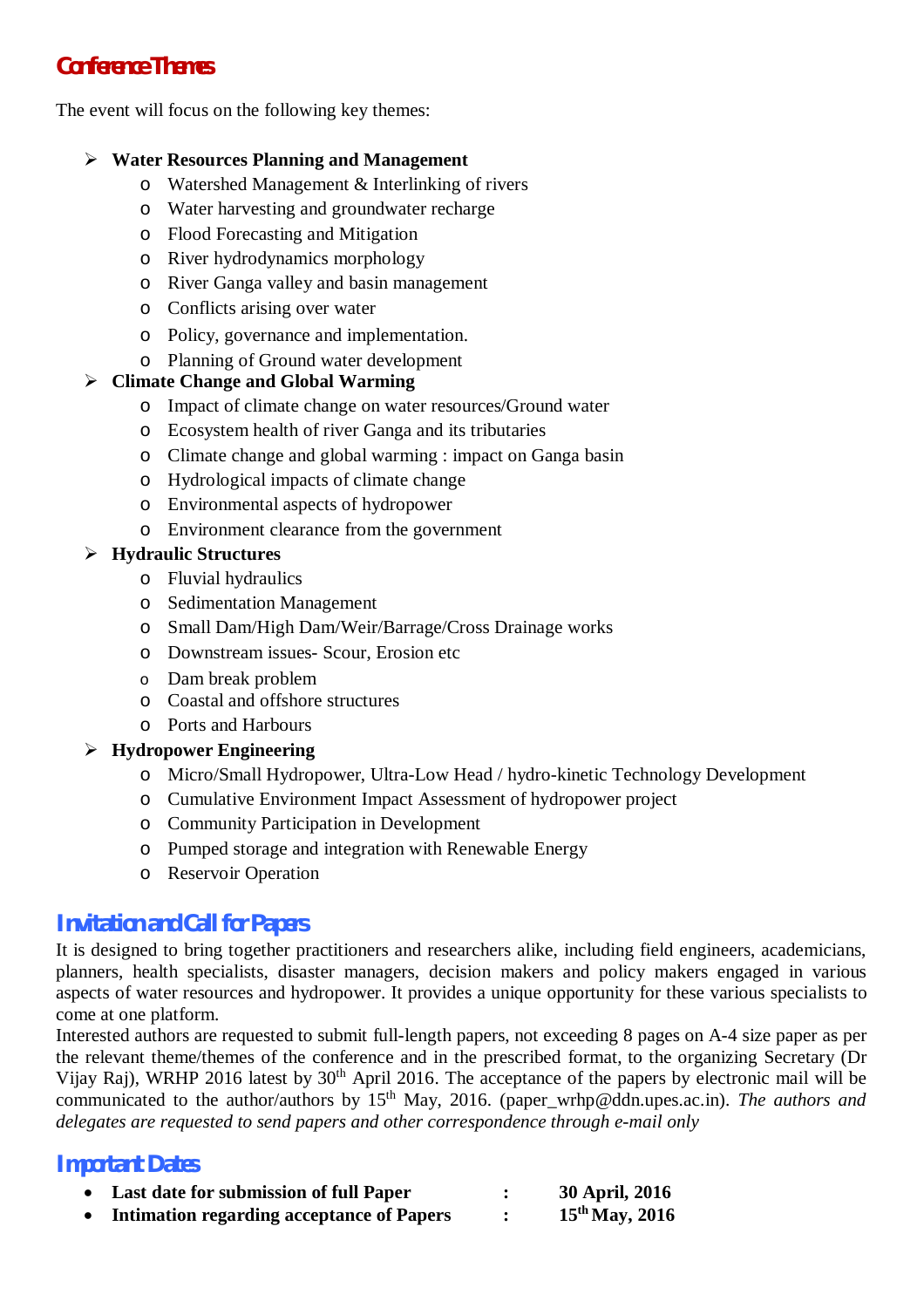## Conference Themes

The event will focus on the following key themes:

- **Water Resources Planning and Management**
  - Watershed Management & Interlinking of rivers
  - Water harvesting and groundwater recharge
  - Flood Forecasting and Mitigation
  - River hydrodynamics morphology
  - River Ganga valley and basin management
  - Conflicts arising over water
  - Policy, governance and implementation.
  - Planning of Ground water development
- **Climate Change and Global Warming**
  - Impact of climate change on water resources/Ground water
  - Ecosystem health of river Ganga and its tributaries
  - Climate change and global warming : impact on Ganga basin
  - Hydrological impacts of climate change
  - Environmental aspects of hydropower
  - Environment clearance from the government
- **Hydraulic Structures**
  - Fluvial hydraulics
  - Sedimentation Management
  - Small Dam/High Dam/Weir/Barrage/Cross Drainage works
  - Downstream issues- Scour, Erosion etc
  - Dam break problem
  - Coastal and offshore structures
  - Ports and Harbours
- **Hydropower Engineering**
  - Micro/Small Hydropower, Ultra-Low Head / hydro-kinetic Technology Development
  - Cumulative Environment Impact Assessment of hydropower project
  - Community Participation in Development
  - Pumped storage and integration with Renewable Energy
  - Reservoir Operation

## Invitation and Call for Papers

It is designed to bring together practitioners and researchers alike, including field engineers, academicians, planners, health specialists, disaster managers, decision makers and policy makers engaged in various aspects of water resources and hydropower. It provides a unique opportunity for these various specialists to come at one platform.

Interested authors are requested to submit full-length papers, not exceeding 8 pages on A-4 size paper as per the relevant theme/themes of the conference and in the prescribed format, to the organizing Secretary (Dr Vijay Raj), WRHP 2016 latest by 30th April 2016. The acceptance of the papers by electronic mail will be communicated to the author/authors by 15th May, 2016. (paper_wrhp@ddn.upes.ac.in). *The authors and delegates are requested to send papers and other correspondence through e-mail only*

## Important Dates

- **Last date for submission of full Paper : 30 April, 2016**
- **Intimation regarding acceptance of Papers : 15th May, 2016**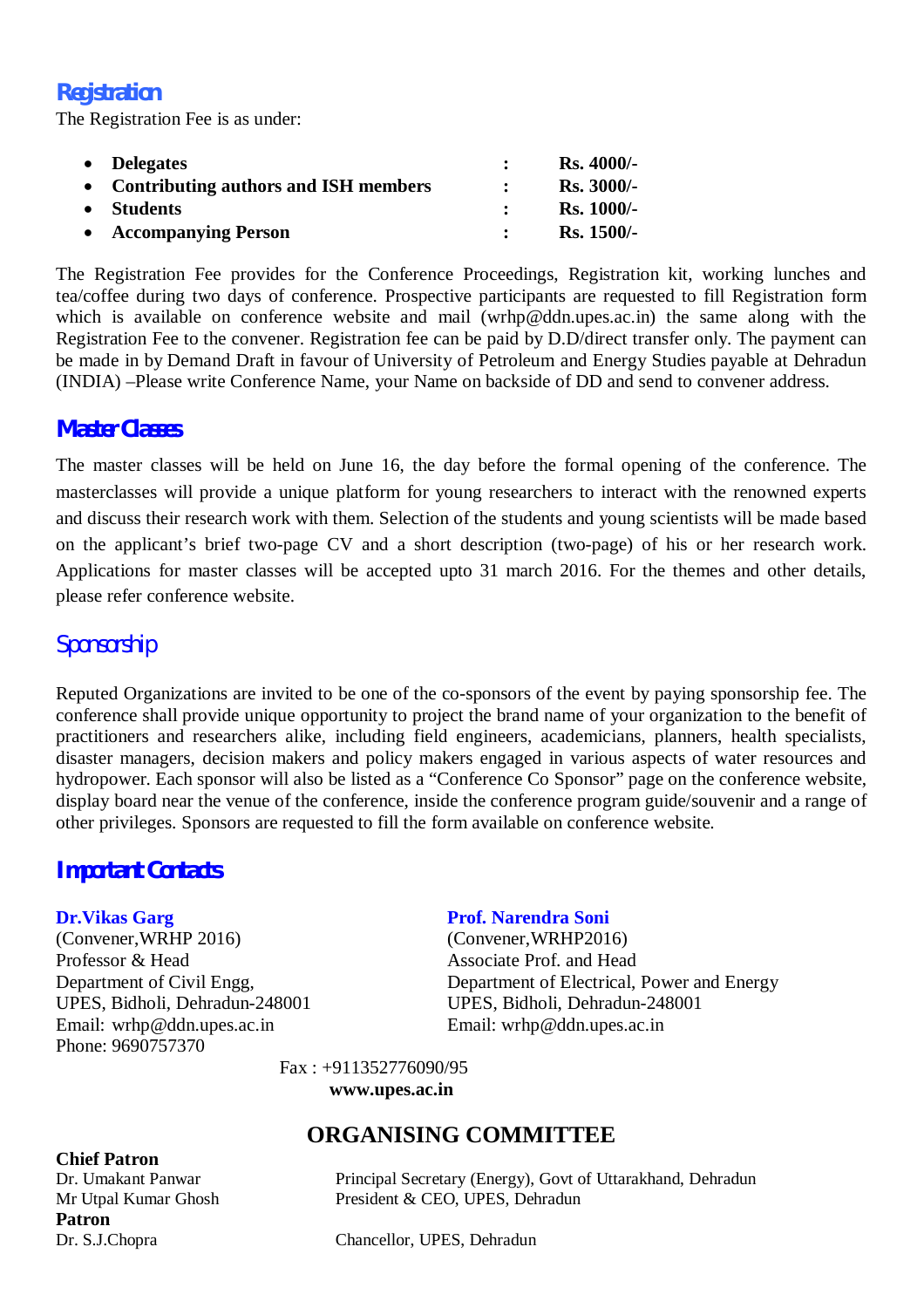## Registration

The Registration Fee is as under:

- **Delegates** : **Rs. 4000/-**
- **Contributing authors and ISH members** : **Rs. 3000/-**
- **Students** : **Rs. 1000/-**
- **Accompanying Person** : **Rs. 1500/-**

The Registration Fee provides for the Conference Proceedings, Registration kit, working lunches and tea/coffee during two days of conference. Prospective participants are requested to fill Registration form which is available on conference website and mail (wrhp@ddn.upes.ac.in) the same along with the Registration Fee to the convener. Registration fee can be paid by D.D/direct transfer only. The payment can be made in by Demand Draft in favour of University of Petroleum and Energy Studies payable at Dehradun (INDIA) –Please write Conference Name, your Name on backside of DD and send to convener address.

## Master Classes

The master classes will be held on June 16, the day before the formal opening of the conference. The masterclasses will provide a unique platform for young researchers to interact with the renowned experts and discuss their research work with them. Selection of the students and young scientists will be made based on the applicant's brief two-page CV and a short description (two-page) of his or her research work. Applications for master classes will be accepted upto 31 march 2016. For the themes and other details, please refer conference website.

## Sponsorship

Reputed Organizations are invited to be one of the co-sponsors of the event by paying sponsorship fee. The conference shall provide unique opportunity to project the brand name of your organization to the benefit of practitioners and researchers alike, including field engineers, academicians, planners, health specialists, disaster managers, decision makers and policy makers engaged in various aspects of water resources and hydropower. Each sponsor will also be listed as a "Conference Co Sponsor" page on the conference website, display board near the venue of the conference, inside the conference program guide/souvenir and a range of other privileges. Sponsors are requested to fill the form available on conference website.

## Important Contacts

**Dr.Vikas Garg**
(Convener,WRHP 2016)
Professor & Head
Department of Civil Engg,
UPES, Bidholi, Dehradun-248001
Email: wrhp@ddn.upes.ac.in
Phone: 9690757370

**Prof. Narendra Soni**
(Convener,WRHP2016)
Associate Prof. and Head
Department of Electrical, Power and Energy
UPES, Bidholi, Dehradun-248001
Email: wrhp@ddn.upes.ac.in

Fax : +911352776090/95
**www.upes.ac.in**

## ORGANISING COMMITTEE

**Chief Patron**

| | |
|---|---|
| Dr. Umakant Panwar | Principal Secretary (Energy), Govt of Uttarakhand, Dehradun |
| Mr Utpal Kumar Ghosh | President & CEO, UPES, Dehradun |

**Patron**

| | |
|---|---|
| Dr. S.J.Chopra | Chancellor, UPES, Dehradun |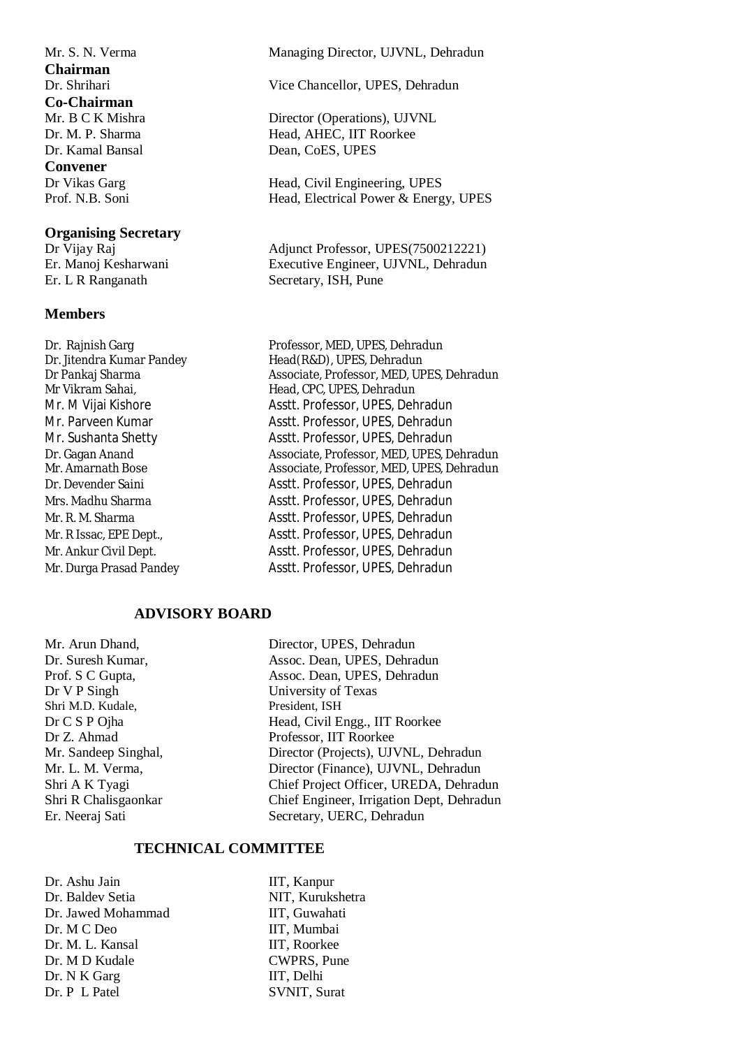Mr. S. N. Verma — Managing Director, UJVNL, Dehradun

**Chairman**

Dr. Shrihari — Vice Chancellor, UPES, Dehradun

**Co-Chairman**

Mr. B C K Mishra — Director (Operations), UJVNL

Dr. M. P. Sharma — Head, AHEC, IIT Roorkee

Dr. Kamal Bansal — Dean, CoES, UPES

**Convener**

Dr Vikas Garg — Head, Civil Engineering, UPES

Prof. N.B. Soni — Head, Electrical Power & Energy, UPES

**Organising Secretary**

Dr Vijay Raj — Adjunct Professor, UPES(7500212221)

Er. Manoj Kesharwani — Executive Engineer, UJVNL, Dehradun

Er. L R Ranganath — Secretary, ISH, Pune

**Members**

| | |
|---|---|
| Dr. Rajnish Garg | Professor, MED, UPES, Dehradun |
| Dr. Jitendra Kumar Pandey | Head(R&D), UPES, Dehradun |
| Dr Pankaj Sharma | Associate, Professor, MED, UPES, Dehradun |
| Mr Vikram Sahai, | Head, CPC, UPES, Dehradun |
| Mr. M Vijai Kishore | Asstt. Professor, UPES, Dehradun |
| Mr. Parveen Kumar | Asstt. Professor, UPES, Dehradun |
| Mr. Sushanta Shetty | Asstt. Professor, UPES, Dehradun |
| Dr. Gagan Anand | Associate, Professor, MED, UPES, Dehradun |
| Mr. Amarnath Bose | Associate, Professor, MED, UPES, Dehradun |
| Dr. Devender Saini | Asstt. Professor, UPES, Dehradun |
| Mrs. Madhu Sharma | Asstt. Professor, UPES, Dehradun |
| Mr. R. M. Sharma | Asstt. Professor, UPES, Dehradun |
| Mr. R Issac, EPE Dept., | Asstt. Professor, UPES, Dehradun |
| Mr. Ankur Civil Dept. | Asstt. Professor, UPES, Dehradun |
| Mr. Durga Prasad Pandey | Asstt. Professor, UPES, Dehradun |

## ADVISORY BOARD

| | |
|---|---|
| Mr. Arun Dhand, | Director, UPES, Dehradun |
| Dr. Suresh Kumar, | Assoc. Dean, UPES, Dehradun |
| Prof. S C Gupta, | Assoc. Dean, UPES, Dehradun |
| Dr V P Singh | University of Texas |
| Shri M.D. Kudale, | President, ISH |
| Dr C S P Ojha | Head, Civil Engg., IIT Roorkee |
| Dr Z. Ahmad | Professor, IIT Roorkee |
| Mr. Sandeep Singhal, | Director (Projects), UJVNL, Dehradun |
| Mr. L. M. Verma, | Director (Finance), UJVNL, Dehradun |
| Shri A K Tyagi | Chief Project Officer, UREDA, Dehradun |
| Shri R Chalisgaonkar | Chief Engineer, Irrigation Dept, Dehradun |
| Er. Neeraj Sati | Secretary, UERC, Dehradun |

## TECHNICAL COMMITTEE

| | |
|---|---|
| Dr. Ashu Jain | IIT, Kanpur |
| Dr. Baldev Setia | NIT, Kurukshetra |
| Dr. Jawed Mohammad | IIT, Guwahati |
| Dr. M C Deo | IIT, Mumbai |
| Dr. M. L. Kansal | IIT, Roorkee |
| Dr. M D Kudale | CWPRS, Pune |
| Dr. N K Garg | IIT, Delhi |
| Dr. P L Patel | SVNIT, Surat |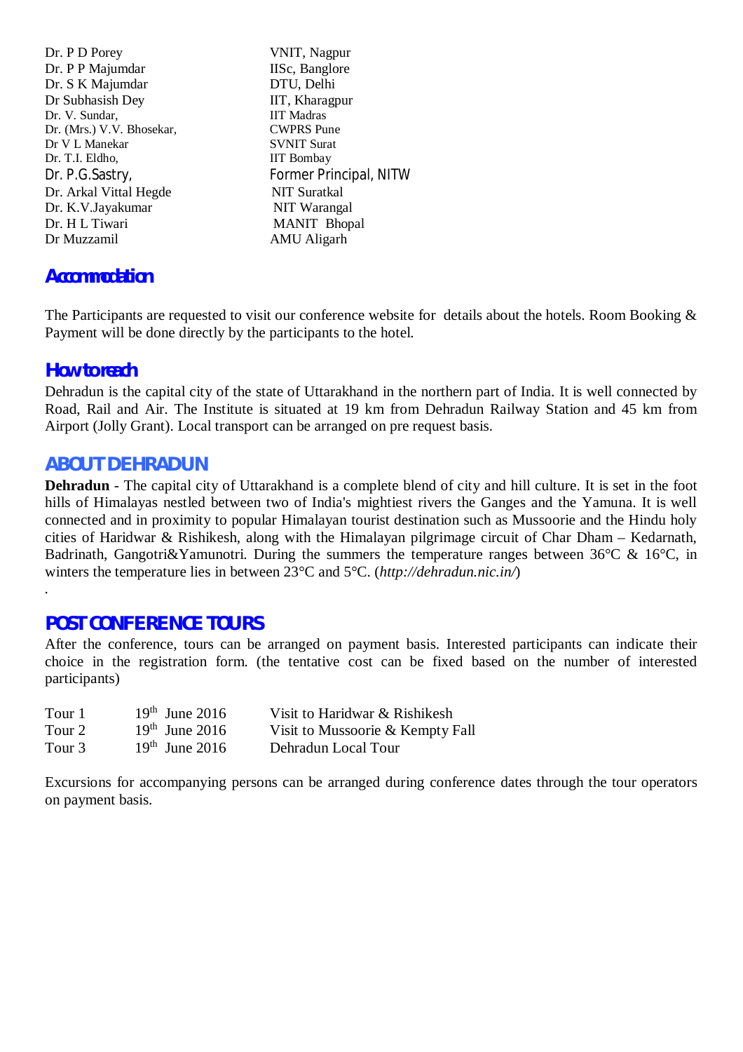| | |
|---|---|
| Dr. P D Porey | VNIT, Nagpur |
| Dr. P P Majumdar | IISc, Banglore |
| Dr. S K Majumdar | DTU, Delhi |
| Dr Subhasish Dey | IIT, Kharagpur |
| Dr. V. Sundar, | IIT Madras |
| Dr. (Mrs.) V.V. Bhosekar, | CWPRS Pune |
| Dr V L Manekar | SVNIT Surat |
| Dr. T.I. Eldho, | IIT Bombay |
| Dr. P.G.Sastry, | Former Principal, NITW |
| Dr. Arkal Vittal Hegde | NIT Suratkal |
| Dr. K.V.Jayakumar | NIT Warangal |
| Dr. H L Tiwari | MANIT Bhopal |
| Dr Muzzamil | AMU Aligarh |

## Accommodation

The Participants are requested to visit our conference website for details about the hotels. Room Booking & Payment will be done directly by the participants to the hotel.

## How to reach

Dehradun is the capital city of the state of Uttarakhand in the northern part of India. It is well connected by Road, Rail and Air. The Institute is situated at 19 km from Dehradun Railway Station and 45 km from Airport (Jolly Grant). Local transport can be arranged on pre request basis.

## ABOUT DEHRADUN

**Dehradun** - The capital city of Uttarakhand is a complete blend of city and hill culture. It is set in the foot hills of Himalayas nestled between two of India's mightiest rivers the Ganges and the Yamuna. It is well connected and in proximity to popular Himalayan tourist destination such as Mussoorie and the Hindu holy cities of Haridwar & Rishikesh, along with the Himalayan pilgrimage circuit of Char Dham – Kedarnath, Badrinath, Gangotri&Yamunotri. During the summers the temperature ranges between 36°C & 16°C, in winters the temperature lies in between 23°C and 5°C. (*http://dehradun.nic.in/*)

.

## POST CONFERENCE TOURS

After the conference, tours can be arranged on payment basis. Interested participants can indicate their choice in the registration form. (the tentative cost can be fixed based on the number of interested participants)

| | | |
|---|---|---|
| Tour 1 | 19th June 2016 | Visit to Haridwar & Rishikesh |
| Tour 2 | 19th June 2016 | Visit to Mussoorie & Kempty Fall |
| Tour 3 | 19th June 2016 | Dehradun Local Tour |

Excursions for accompanying persons can be arranged during conference dates through the tour operators on payment basis.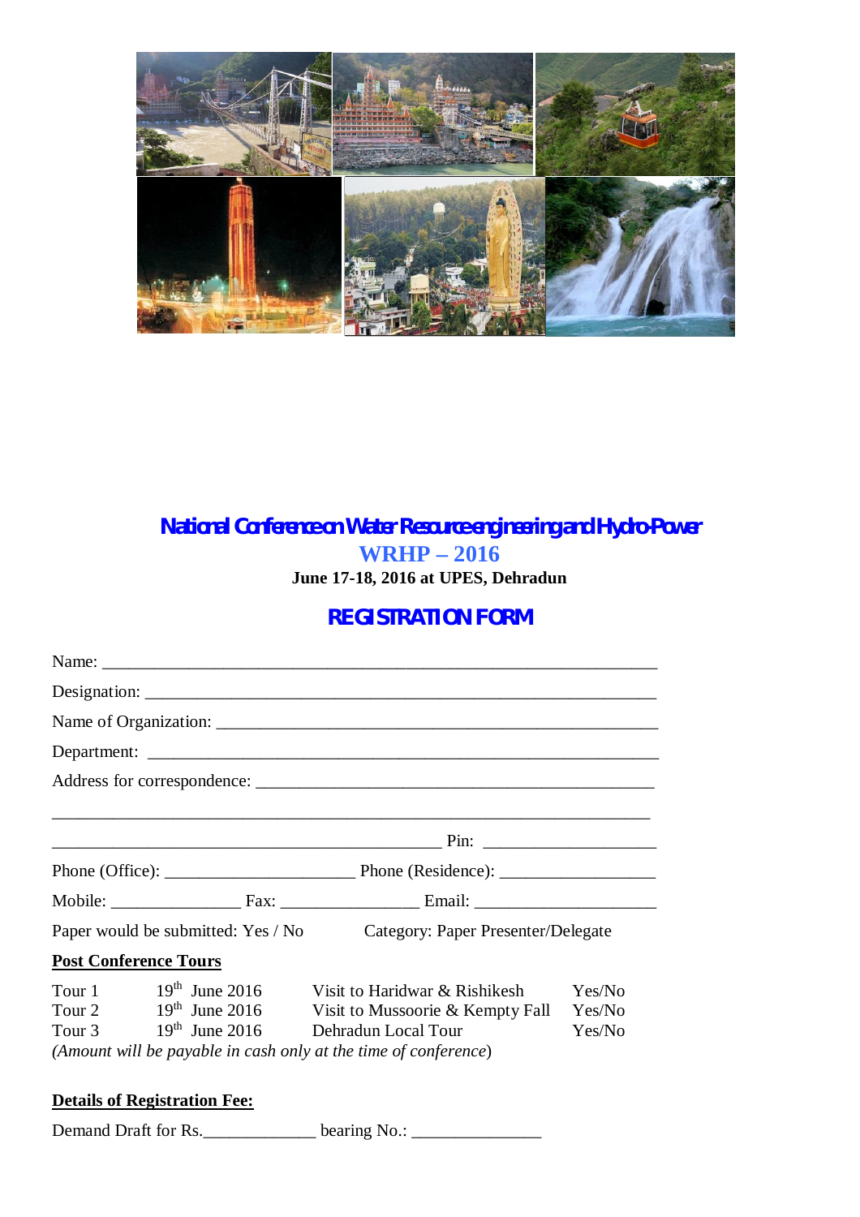## National Conference on Water Resource engineering and Hydro-Power

## WRHP – 2016

**June 17-18, 2016 at UPES, Dehradun**

## REGISTRATION FORM

Name: ____________________________________________________________

Designation: ________________________________________________________

Name of Organization: ________________________________________________

Department: ________________________________________________________

Address for correspondence: ___________________________________________

______________________________________________________________________

___________________________________________ Pin: ____________________

Phone (Office): _____________________ Phone (Residence): _________________

Mobile: _______________ Fax: _______________ Email: _____________________

Paper would be submitted: Yes / No    Category: Paper Presenter/Delegate

**Post Conference Tours**

| | | | |
|---|---|---|---|
| Tour 1 | 19th June 2016 | Visit to Haridwar & Rishikesh | Yes/No |
| Tour 2 | 19th June 2016 | Visit to Mussoorie & Kempty Fall | Yes/No |
| Tour 3 | 19th June 2016 | Dehradun Local Tour | Yes/No |

*(Amount will be payable in cash only at the time of conference)*

**Details of Registration Fee:**

Demand Draft for Rs.____________ bearing No.: ______________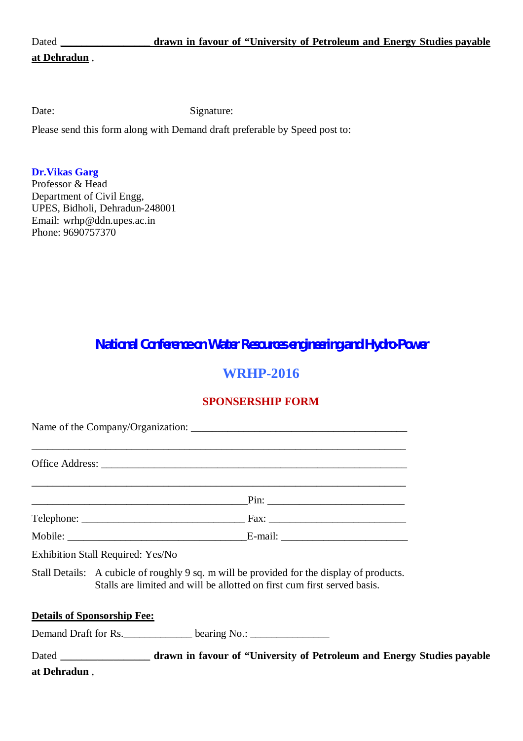Dated **\_\_\_\_\_\_\_\_\_\_\_\_\_\_\_\_\_ drawn in favour of "University of Petroleum and Energy Studies payable at Dehradun** ,

Date: Signature:

Please send this form along with Demand draft preferable by Speed post to:

**Dr.Vikas Garg**
Professor & Head
Department of Civil Engg,
UPES, Bidholi, Dehradun-248001
Email: wrhp@ddn.upes.ac.in
Phone: 9690757370

# National Conference on Water Resources engineering and Hydro-Power

## WRHP-2016

### SPONSERSHIP FORM

Name of the Company/Organization: \_\_\_\_\_\_\_\_\_\_\_\_\_\_\_\_\_\_\_\_\_\_\_\_\_\_\_\_\_\_\_\_\_\_\_\_\_\_\_\_

\_\_\_\_\_\_\_\_\_\_\_\_\_\_\_\_\_\_\_\_\_\_\_\_\_\_\_\_\_\_\_\_\_\_\_\_\_\_\_\_\_\_\_\_\_\_\_\_\_\_\_\_\_\_\_\_\_\_\_\_\_\_\_\_\_\_\_\_\_\_

Office Address: \_\_\_\_\_\_\_\_\_\_\_\_\_\_\_\_\_\_\_\_\_\_\_\_\_\_\_\_\_\_\_\_\_\_\_\_\_\_\_\_\_\_\_\_\_\_\_\_\_\_\_\_\_\_\_\_\_

\_\_\_\_\_\_\_\_\_\_\_\_\_\_\_\_\_\_\_\_\_\_\_\_\_\_\_\_\_\_\_\_\_\_\_\_\_\_\_\_\_\_\_\_\_\_\_\_\_\_\_\_\_\_\_\_\_\_\_\_\_\_\_\_\_\_\_\_\_\_

\_\_\_\_\_\_\_\_\_\_\_\_\_\_\_\_\_\_\_\_\_\_\_\_\_\_\_\_\_\_\_\_\_\_\_\_\_\_\_\_Pin: \_\_\_\_\_\_\_\_\_\_\_\_\_\_\_\_\_\_\_\_\_\_\_\_\_

Telephone: \_\_\_\_\_\_\_\_\_\_\_\_\_\_\_\_\_\_\_\_\_\_\_\_\_\_\_\_\_\_ Fax: \_\_\_\_\_\_\_\_\_\_\_\_\_\_\_\_\_\_\_\_\_\_\_\_\_

Mobile: \_\_\_\_\_\_\_\_\_\_\_\_\_\_\_\_\_\_\_\_\_\_\_\_\_\_\_\_\_\_\_\_\_\_E-mail: \_\_\_\_\_\_\_\_\_\_\_\_\_\_\_\_\_\_\_\_\_\_\_

Exhibition Stall Required: Yes/No

Stall Details: A cubicle of roughly 9 sq. m will be provided for the display of products. Stalls are limited and will be allotted on first cum first served basis.

**Details of Sponsorship Fee:**

Demand Draft for Rs.\_\_\_\_\_\_\_\_\_\_\_\_\_ bearing No.: \_\_\_\_\_\_\_\_\_\_\_\_\_\_\_

Dated **\_\_\_\_\_\_\_\_\_\_\_\_\_\_\_\_\_ drawn in favour of "University of Petroleum and Energy Studies payable at Dehradun** ,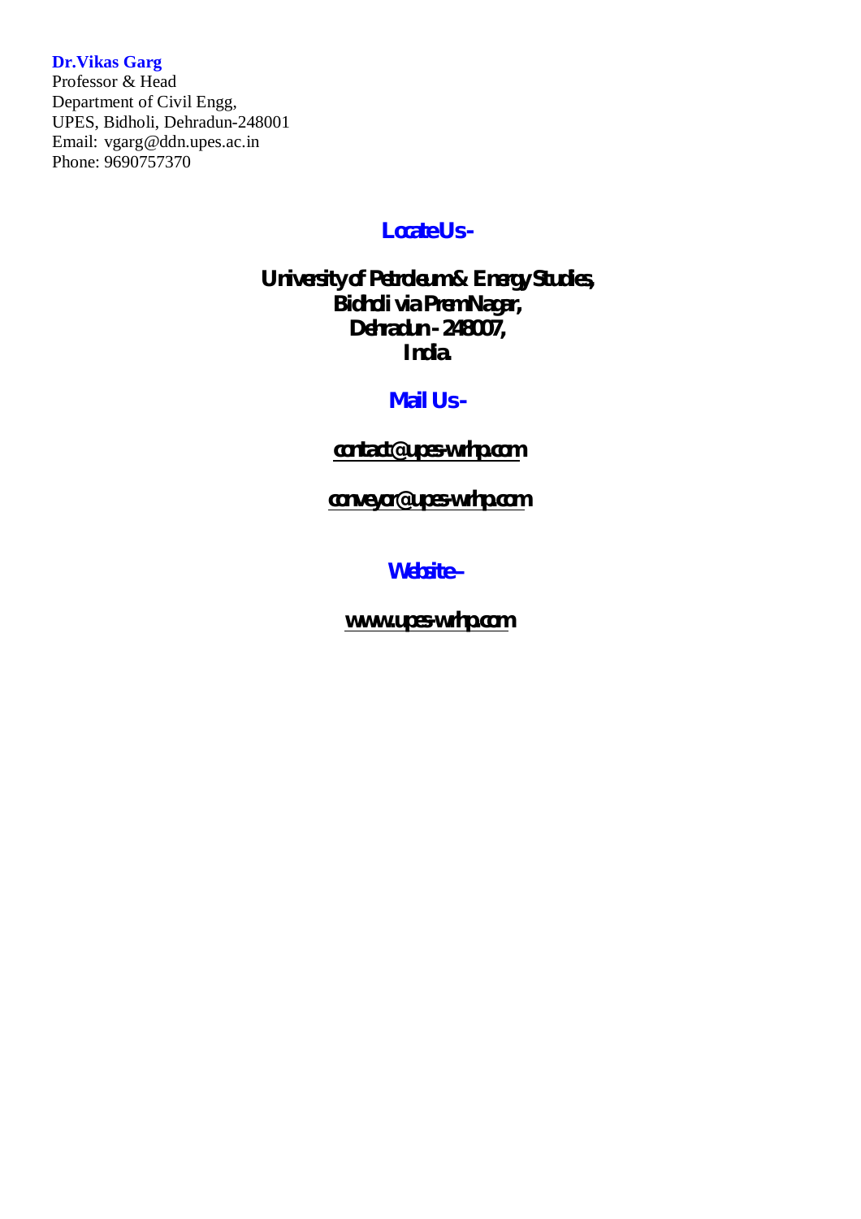**Dr.Vikas Garg**
Professor & Head
Department of Civil Engg,
UPES, Bidholi, Dehradun-248001
Email: vgarg@ddn.upes.ac.in
Phone: 9690757370

## Locate Us-

**University of Petroleum & Energy Studies,**
**Bidholi via Prem Nagar,**
**Dehradun - 248007,**
**India.**

## Mail Us-

**contact@upes-wrhp.com**

**conveyor@upes-wrhp.com**

## Website –

**www.upes-wrhp.com**